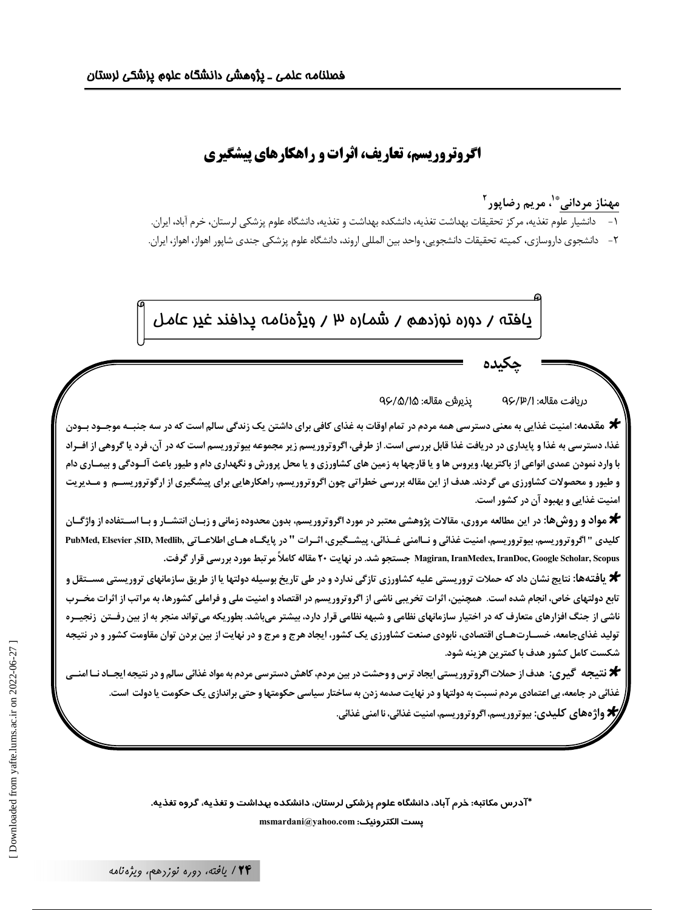# اگروتروریسم، تعاریف، اثرات و راهکارهای پیشگیری

**مهناز مردانی*[1]، مریم رضاپور[2]**

۱- دانشیار علوم تغذیه، مرکز تحقیقات بهداشت تغذیه، دانشکده بهداشت و تغذیه، دانشگاه علوم پزشکی لرستان، خرم آباد، ایران.

۲- دانشجوی داروسازی، کمیته تحقیقات دانشجویی، واحد بین المللی اروند، دانشگاه علوم پزشکی جندی شاپور اهواز، اهواز، ایران.

یافته / دوره نوزدهم / شماره ۳ / ویژه‌نامه پدافند غیر عامل

## چکیده

دریافت مقاله: ۹۶/۳/۱ پذیرش مقاله: ۹۶/۵/۱۵

**مقدمه:** امنیت غذایی به معنی دسترسی همه مردم در تمام اوقات به غذای کافی برای داشتن یک زندگی سالم است که در سه جنبه موجود بودن غذا، دسترسی به غذا و پایداری در دریافت غذا قابل بررسی است. از طرفی، اگروتروریسم زیر مجموعه بیوتروریسم است که در آن، فرد یا گروهی از افراد با وارد نمودن عمدی انواعی از باکتریها، ویروس ها و یا قارچها به زمین های کشاورزی و یا محل پرورش و نگهداری دام و طیور باعث آلودگی و بیماری دام و طیور و محصولات کشاورزی می گردند. هدف از این مقاله بررسی خطراتی چون اگروتروریسم، راهکارهایی برای پیشگیری از ارگوتروریسم و مدیریت امنیت غذایی و بهبود آن در کشور است.

**مواد و روش‌ها:** در این مطالعه مروری، مقالات پژوهشی معتبر در مورد اگروتروریسم، بدون محدوده زمانی و زبان انتشار و با استفاده از واژگان کلیدی " اگروتروریسم، بیوتروریسم، امنیت غذائی و ناامنی غذائی، پیشگیری، اثرات " در پایگاه های اطلاعاتی PubMed, Elsevier ,SID, Medlib, Magiran, IranMedex, IranDoc, Google Scholar, Scopus جستجو شد. در نهایت ۲۰ مقاله کاملاً مرتبط مورد بررسی قرار گرفت.

**یافته‌ها:** نتایج نشان داد که حملات تروریستی علیه کشاورزی تازگی ندارد و در طی تاریخ بوسیله دولتها یا از طریق سازمانهای تروریستی مستقل و تابع دولتهای خاص، انجام شده است. همچنین، اثرات تخریبی ناشی از اگروتروریسم در اقتصاد و امنیت ملی و فراملی کشورها، به مراتب از اثرات مخرب ناشی از جنگ افزارهای متعارف که در اختیار سازمانهای نظامی و شبهه نظامی قرار دارد، بیشتر می‌باشد. بطوریکه می‌تواند منجر به از بین رفتن زنجیره تولید غذای‌جامعه، خسارت‌های اقتصادی، نابودی صنعت کشاورزی یک کشور، ایجاد هرج و مرج و در نهایت از بین بردن توان مقاومت کشور و در نتیجه شکست کامل کشور هدف با کمترین هزینه شود.

**نتیجه گیری:** هدف از حملات اگروتروریستی ایجاد ترس و وحشت در بین مردم، کاهش دسترسی مردم به مواد غذائی سالم و در نتیجه ایجاد نا امنی غذائی در جامعه، بی اعتمادی مردم نسبت به دولتها و در نهایت صدمه زدن به ساختار سیاسی حکومتها و حتی براندازی یک حکومت یا دولت است.

**واژه‌های کلیدی:** بیوتروریسم، اگروتروریسم، امنیت غذائی، نا امنی غذائی.

*آدرس مکاتبه: خرم آباد، دانشگاه علوم پزشکی لرستان، دانشکده بهداشت و تغذیه، گروه تغذیه.

پست الکترونیک: msmardani@yahoo.com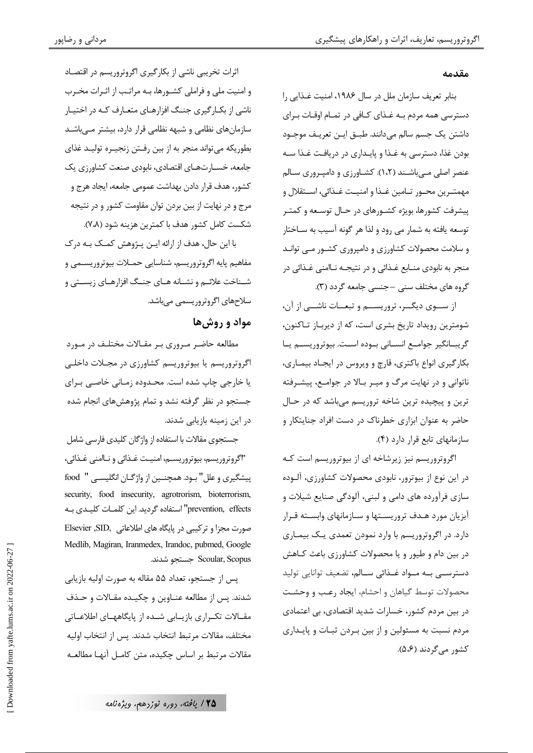## مقدمه

بنابر تعریف سازمان ملل در سال ۱۹۸۶، امنیت غـذایی را دسترسی همه مردم بـه غـذای کـافی در تمـام اوقـات بـرای داشتن یک جسم سالم می‌دانند. طبـق ایـن تعریـف موجـود بودن غذا، دسترسی به غـذا و پایـداری در دریافـت غـذا سـه عنصر اصلی مـی‌باشـند (۱،۲). کشـاورزی و دامپـروری سـالم مهمتـرین محـور تـامین غـذا و امنیـت غـذائی، اسـتقلال و پیشرفت کشورها، بویژه کشـورهای در حـال توسـعه و کمتـر توسعه یافته به شمار می رود و لذا هر گونه آسیب به سـاختار و سلامت محصولات کشاورزی و دامپروری کشـور مـی توانـد منجر به نابودی منـابع غـذائی و در نتیجـه نـاامنی غـذائی در گروه های مختلف سنی –جنسی جامعه گردد (۳).

از سـوی دیگـر، تروریسـم و تبعـات ناشـی از آن، شومترین رویداد تاریخ بشری است، که از دیربـاز تـاکنون، گریبـانگیر جوامـع انسـانی بـوده اسـت. بیوتروریسـم یـا بکارگیری انواع باکتری، قارچ و ویروس در ایجـاد بیمـاری، ناتوانی و در نهایت مرگ و میـر بـالا در جوامـع، پیشـرفته ترین و پیچیده ترین شاخه تروریسم می‌باشد که در حـال حاضر به عنوان ابزاری خطرناک در دست افراد جنایتکار و سازمانهای تابع قرار دارد (۴).

اگروتروریسم نیز زیرشاخه ای از بیوتروریسم است کـه در این نوع از بیوترور، نابودی محصولات کشاورزی، آلـوده سازی فرآورده های دامی و لبنی، آلودگی صنایع شیلات و آبزیان مورد هـدف تروریسـتها و سـازمانهای وابسـته قـرار دارد. در اگروتروریسم با وارد نمودن تعمدی یـک بیمـاری در بین دام و طیور و یا محصولات کشاورزی باعث کـاهش دسترسـی بـه مـواد غـذائی سـالم، تضعیف توانایی تولید محصولات توسط گیاهان و احشام، ایجاد رعـب و وحشـت در بین مردم کشور، خسارات شدید اقتصادی، بی اعتمادی مردم نسبت به مسئولین و از بین بـردن ثبـات و پایـداری کشور می‌گردند (۵،۶).

اثرات تخریبی ناشی از بکارگیری اگروتروریسم در اقتصـاد و امنیت ملی و فراملی کشـورها، بـه مراتـب از اثـرات مخـرب ناشی از بکـارگیری جنـگ افزارهـای متعـارف کـه در اختیـار سازمان‌های نظامی و شبهه نظامی قرار دارد، بیشتر مـی‌باشـد بطوریکه می‌تواند منجر به از بین رفـتن زنجیـره تولیـد غذای جامعه، خسـارت‌هـای اقتصادی، نابودی صنعت کشاورزی یک کشور، هدف قرار دادن بهداشت عمومی جامعه، ایجاد هرج و مرج و در نهایت از بین بردن توان مقاومت کشور و در نتیجه شکست کامل کشور هدف با کمترین هزینه شود (۷،۸).

با این حال، هدف از ارائه ایـن پـژوهش کمـک بـه درک مفاهیم پایه اگروتروریسم، شناسایی حمـلات بیوتروریسـمی و شـناخت علائـم و نشـانه هـای جنـگ افزارهـای زیسـتی و سلاح‌های اگروتروریسمی می‌باشد.

## مواد و روش‌ها

مطالعه حاضر مـروری بـر مقـالات مختلـف در مـورد اگروتروریسم یا بیوتروریسم کشاورزی در مجـلات داخلـی یا خارجی چاپ شده است. محـدوده زمـانی خاصـی بـرای جستجو در نظر گرفته نشد و تمام پژوهش‌های انجام شده در این زمینه بازیابی شدند.

جستجوی مقالات با استفاده از واژگان کلیدی فارسی شامل "اگروتروریسم، بیوتروریسـم، امنیـت غـذائی و نـاامنی غـذائی، پیشگیری و علل" بـود. همچنـین از واژگـان انگلیسـی " food security, food insecurity, agrotrorism, bioterrorism, prevention, effects" استفاده گردید. این کلمـات کلیـدی بـه صورت مجزا و ترکیبی در پایگاه های اطلاعاتی Elsevier ,SID, Medlib, Magiran, Iranmedex, Irandoc, pubmed, Google Scoular, Scopus جستجو شدند.

پس از جستجو، تعداد ۵۵ مقاله به صورت اولیه بازیابی شدند. پس از مطالعه عنـاوین و چکیـده مقـالات و حـذف مقـالات تکـراری بازیـابی شـده از پایگاههـای اطلاعـاتی مختلف، مقالات مرتبط انتخاب شدند. پس از انتخاب اولیه مقالات مرتبط بر اساس چکیده، متن کامـل آنهـا مطالعـه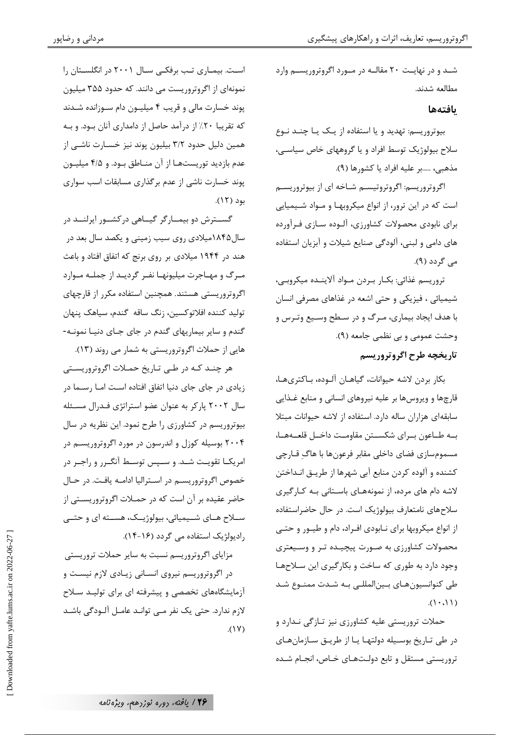شـد و در نهایـت ۲۰ مقالـه در مـورد اگروتروریسـم وارد مطالعه شدند.

## یافته‌ها

بیوتروریسم: تهدید و یا استفاده از یـک یـا چنـد نـوع سلاح بیولوژیک توسط افراد و یا گروههای خاص سیاسـی، مذهبی، .....بر علیه افراد یا کشورها (۹).

اگروتروریسم: اگروتروتیسـم شـاخه ای از بیوتروریسـم است که در این ترور، از انواع میکروبهـا و مـواد شـیمیایی برای نابودی محصولات کشاورزی، آلـوده سـازی فـرآورده های دامی و لبنی، آلودگی صنایع شیلات و آبزیان استفاده می گردد (۹).

تروریسم غذائی: بکـار بـردن مـواد آلاینـده میکروبـی، شیمیائی ، فیزیکی و حتی اشعه در غذاهای مصرفی انسان با هدف ایجاد بیماری، مـرگ و در سـطح وسـیع وتـرس و وحشت عمومی و بی نظمی جامعه (۹).

## تاریخچه طرح اگروتروریسم

بکار بردن لاشه حیوانات، گیاهـان آلـوده، بـاکتری‌هـا، قارچ‌ها و ویروس‌ها بر علیه نیروهای انسانی و منابع غـذایی سابقه‌ای هزاران ساله دارد. استفاده از لاشه حیوانات مبتلا بـه طـاعون بـرای شکسـتن مقاومـت داخـل قلعـه‌هـا، مسموم‌سازی فضای داخلی مقابر فرعون‌ها با هاگِ قـارچی کشنده و آلوده کردن منابع آبی شهرها از طریـق انـداختن لاشه دام های مرده، از نمونه‌هـای باسـتانی بـه کـارگیری سلاح‌های نامتعارف بیولوژیک است. در حال حاضراستفاده از انواع میکروبها برای نـابودی افـراد، دام و طیـور و حتـی محصولات کشاورزی به صـورت پیچیـده تـر و وسـیعتری وجود دارد به طوری که ساخت و بکارگیری این سـلاح‌هـا طی کنوانسیون‌هـای بـین‌المللـی بـه شـدت ممنـوع شـد (۱۰،۱۱).

حملات تروریستی علیه کشاورزی نیز تـازگی نـدارد و در طی تـاریخ بوسـیله دولتهـا یـا از طریـق سـازمان‌هـای تروریستی مستقل و تابع دولـت‌هـای خـاص، انجـام شـده اسـت. بیمـاری تـب برفکـی سـال ۲۰۰۱ در انگلسـتان را نمونه‌ای از اگروتروریست می دانند. که حدود ۳۵۵ میلیون پوند خسارت مالی و قریب ۴ میلیـون دام سـوزانده شـدند که تقریبا ۲۰٪ از درآمد حاصل از دامداری آنان بـود. و بـه همین دلیل حدود ۳/۲ بیلیون پوند نیز خسـارت ناشـی از عدم بازدید توریسـت‌هـا از آن منـاطق بـود. و ۴/۵ میلیـون پوند خسارت ناشی از عدم برگذاری مسابقات اسب سواری بود (۱۲).

گســترش دو بیمــارگر گیــاهی درکشــور ایرلنــد در سال۱۸۴۵میلادی روی سیب زمینی و یکصد سال بعد در هند در ۱۹۴۴ میلادی بر روی برنج که اتفاق افتاد و باعث مـرگ و مهـاجرت میلیونهـا نفـر گردیـد از جملـه مـوارد اگروتروریستی هستند. همچنین استفاده مکرر از قارچهای تولید کننده افلاتوکسین، زنگ ساقه گندم، سیاهک پنهان گندم و سایر بیماریهای گندم در جای جـای دنیـا نمونـه-هایی از حملات اگروتروریستی به شمار می روند (۱۳).

هر چنـد کـه در طـی تـاریخ حمـلات اگروتروریسـتی زیادی در جای جای دنیا اتفاق افتاده اسـت امـا رسـما در سال ۲۰۰۲ پارکر به عنوان عضو استراتژی فـدرال مسـئله بیوتروریسم در کشاورزی را طرح نمود. این نظریه در سال ۲۰۰۴ بوسیله کوزل و اندرسون در مورد اگروتروریسـم در امریکـا تقویـت شـد. و سـپس توسـط آنگـرر و راجـر در خصوص اگروتروریسـم در اسـترالیا ادامـه یافـت. در حـال حاضر عقیده بر آن است که در حمـلات اگروتروریسـتی از سـلاح هـای شـیمیائی، بیولوژیـک، هسـته ای و حتـی رادیولوژیک استفاده می گردد (۱۶-۱۴).

مزایای اگروتروریسم نسبت به سایر حملات تروریستی

در اگروتروریسم نیروی انسـانی زیـادی لازم نیسـت و آزمایشگاه‌های تخصصی و پیشرفته ای برای تولیـد سـلاح لازم ندارد. حتی یک نفر مـی توانـد عامـل آلـودگی باشـد (۱۷).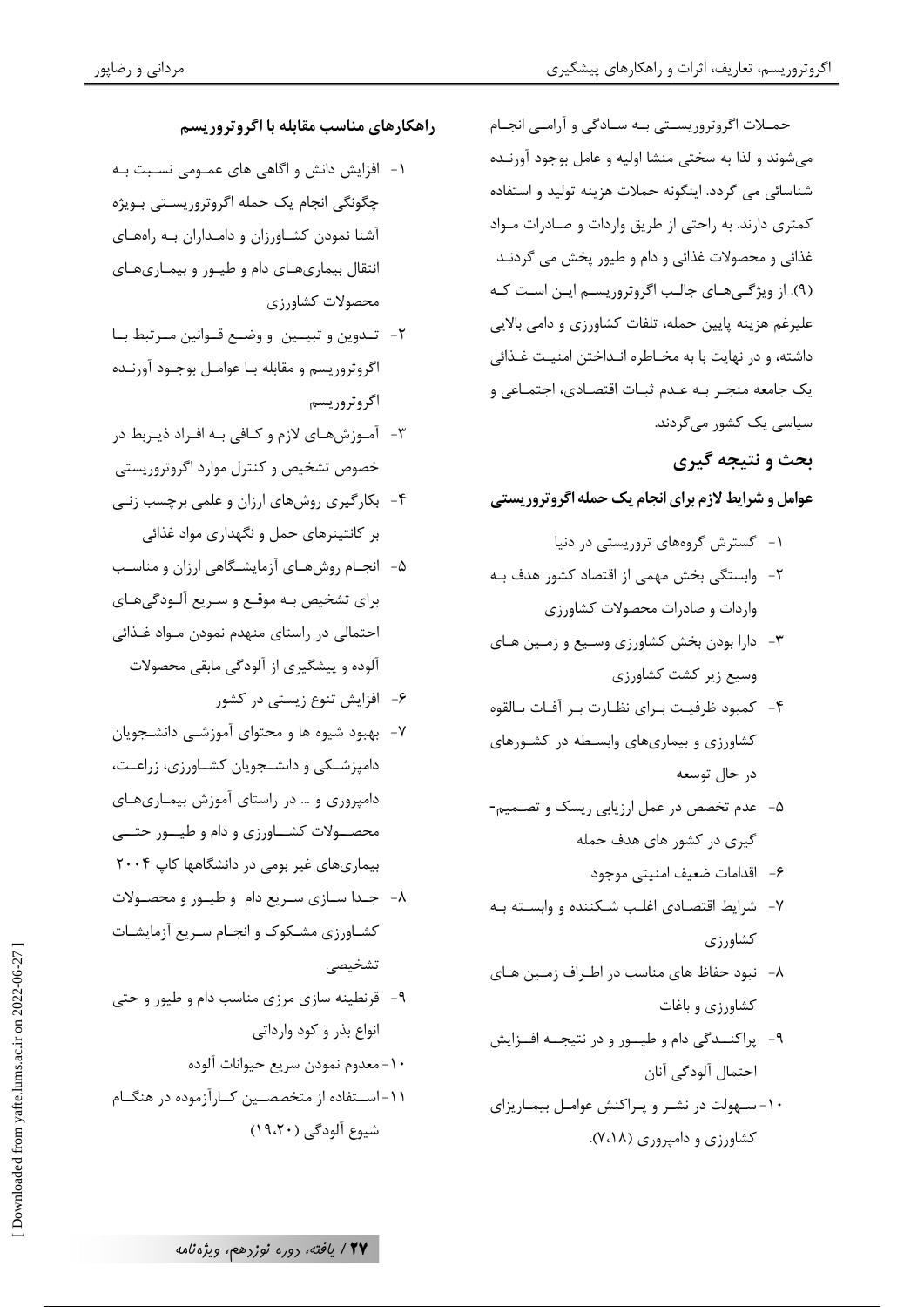حملات اگروتروریستی به سادگی و آرامی انجام می‌شوند و لذا به سختی منشا اولیه و عامل بوجود آورنده شناسائی می گردد. اینگونه حملات هزینه تولید و استفاده کمتری دارند. به راحتی از طریق واردات و صادرات مواد غذائی و محصولات غذائی و دام و طیور پخش می گردند (۹). از ویژگی‌های جالب اگروتروریسم این است که علیرغم هزینه پایین حمله، تلفات کشاورزی و دامی بالایی داشته، و در نهایت با به مخاطره انداختن امنیت غذائی یک جامعه منجر به عدم ثبات اقتصادی، اجتماعی و سیاسی یک کشور می‌گردند.

## بحث و نتیجه گیری

### عوامل و شرایط لازم برای انجام یک حمله اگروتروریستی

۱- گسترش گروه‌های تروریستی در دنیا

۲- وابستگی بخش مهمی از اقتصاد کشور هدف به واردات و صادرات محصولات کشاورزی

۳- دارا بودن بخش کشاورزی وسیع و زمین های وسیع زیر کشت کشاورزی

۴- کمبود ظرفیت برای نظارت بر آفات بالقوه کشاورزی و بیماری‌های وابسطه در کشورهای در حال توسعه

۵- عدم تخصص در عمل ارزیابی ریسک و تصمیم-گیری در کشور های هدف حمله

۶- اقدامات ضعیف امنیتی موجود

۷- شرایط اقتصادی اغلب شکننده و وابسته به کشاورزی

۸- نبود حفاظ های مناسب در اطراف زمین های کشاورزی و باغات

۹- پراکندگی دام و طیور و در نتیجه افزایش احتمال آلودگی آنان

۱۰- سهولت در نشر و پراکنش عوامل بیماریزای کشاورزی و دامپروری (۷،۱۸).

### راهکارهای مناسب مقابله با اگروتروریسم

۱- افزایش دانش و اگاهی های عمومی نسبت به چگونگی انجام یک حمله اگروتروریستی بویژه آشنا نمودن کشاورزان و دامداران به راه‌های انتقال بیماری‌های دام و طیور و بیماری‌های محصولات کشاورزی

۲- تدوین و تبیین و وضع قوانین مرتبط با اگروتروریسم و مقابله با عوامل بوجود آورنده اگروتروریسم

۳- آموزش‌های لازم و کافی به افراد ذیربط در خصوص تشخیص و کنترل موارد اگروتروریستی

۴- بکارگیری روش‌های ارزان و علمی برچسب زنی بر کانتینرهای حمل و نگهداری مواد غذائی

۵- انجام روش‌های آزمایشگاهی ارزان و مناسب برای تشخیص به موقع و سریع آلودگی‌های احتمالی در راستای منهدم نمودن مواد غذائی آلوده و پیشگیری از آلودگی مابقی محصولات

۶- افزایش تنوع زیستی در کشور

۷- بهبود شیوه ها و محتوای آموزشی دانشجویان دامپزشکی و دانشجویان کشاورزی، زراعت، دامپروری و ... در راستای آموزش بیماری‌های محصولات کشاورزی و دام و طیور حتی بیماری‌های غیر بومی در دانشگاهها کاپ ۲۰۰۴

۸- جدا سازی سریع دام و طیور و محصولات کشاورزی مشکوک و انجام سریع آزمایشات تشخیصی

۹- قرنطینه سازی مرزی مناسب دام و طیور و حتی انواع بذر و کود وارداتی

۱۰- معدوم نمودن سریع حیوانات آلوده

۱۱- استفاده از متخصصین کارآزموده در هنگام شیوع آلودگی (۱۹،۲۰)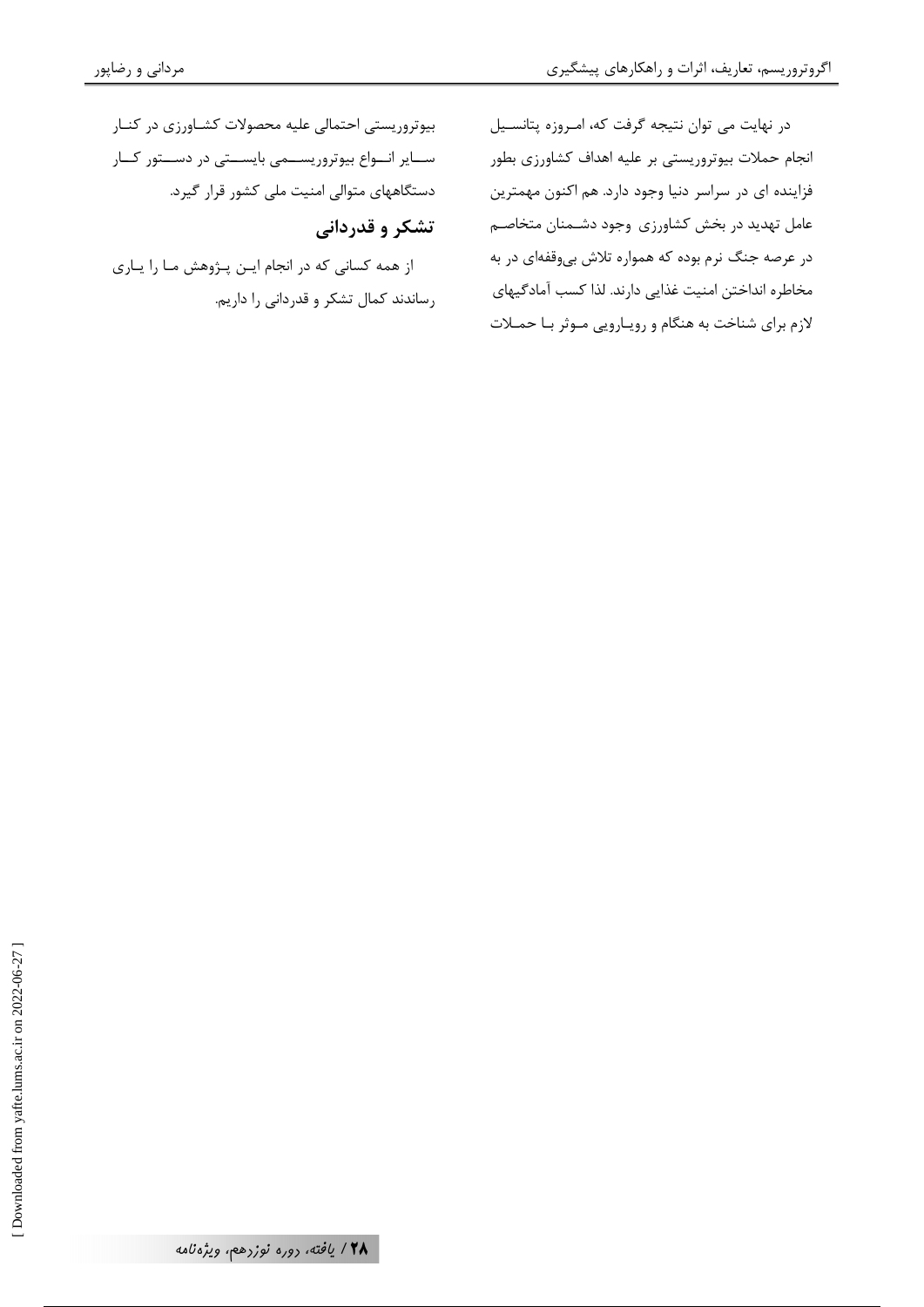در نهایت می توان نتیجه گرفت که، امروزه پتانسیل انجام حملات بیوتروریستی بر علیه اهداف کشاورزی بطور فزاینده ای در سراسر دنیا وجود دارد. هم اکنون مهمترین عامل تهدید در بخش کشاورزی وجود دشمنان متخاصم در عرصه جنگ نرم بوده که همواره تلاش بی‌وقفه‌ای در به مخاطره انداختن امنیت غذایی دارند. لذا کسب آمادگیهای لازم برای شناخت به هنگام و رویارویی موثر با حملات بیوتروریستی احتمالی علیه محصولات کشاورزی در کنار سایر انواع بیوتروریسمی بایستی در دستور کار دستگاههای متوالی امنیت ملی کشور قرار گیرد.

## تشکر و قدردانی

از همه کسانی که در انجام این پژوهش ما را یاری رساندند کمال تشکر و قدردانی را داریم.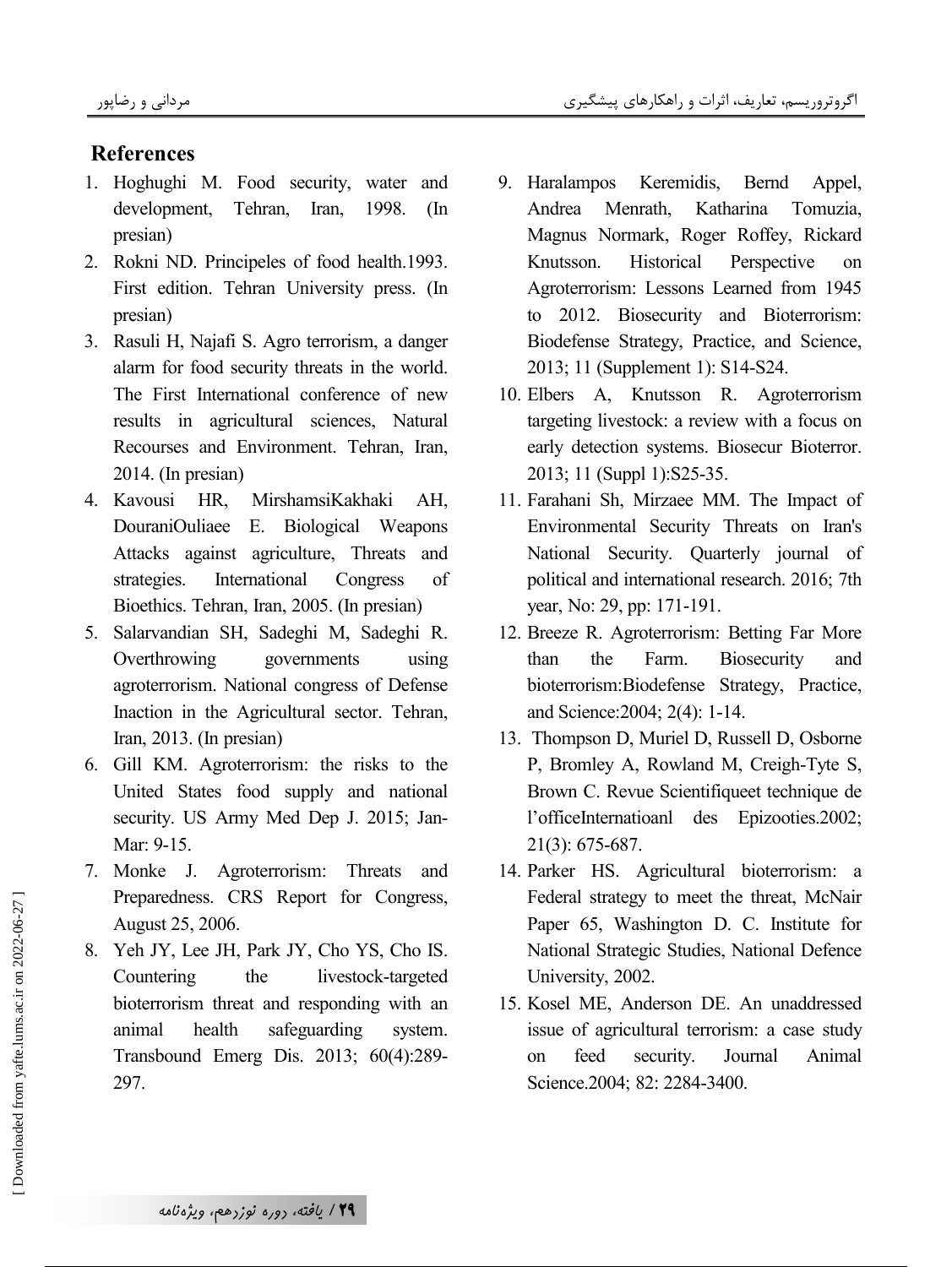## References

1. Hoghughi M. Food security, water and development, Tehran, Iran, 1998. (In presian)
2. Rokni ND. Principeles of food health.1993. First edition. Tehran University press. (In presian)
3. Rasuli H, Najafi S. Agro terrorism, a danger alarm for food security threats in the world. The First International conference of new results in agricultural sciences, Natural Recourses and Environment. Tehran, Iran, 2014. (In presian)
4. Kavousi HR, MirshamsiKakhaki AH, DouraniOuliaee E. Biological Weapons Attacks against agriculture, Threats and strategies. International Congress of Bioethics. Tehran, Iran, 2005. (In presian)
5. Salarvandian SH, Sadeghi M, Sadeghi R. Overthrowing governments using agroterrorism. National congress of Defense Inaction in the Agricultural sector. Tehran, Iran, 2013. (In presian)
6. Gill KM. Agroterrorism: the risks to the United States food supply and national security. US Army Med Dep J. 2015; Jan-Mar: 9-15.
7. Monke J. Agroterrorism: Threats and Preparedness. CRS Report for Congress, August 25, 2006.
8. Yeh JY, Lee JH, Park JY, Cho YS, Cho IS. Countering the livestock-targeted bioterrorism threat and responding with an animal health safeguarding system. Transbound Emerg Dis. 2013; 60(4):289-297.
9. Haralampos Keremidis, Bernd Appel, Andrea Menrath, Katharina Tomuzia, Magnus Normark, Roger Roffey, Rickard Knutsson. Historical Perspective on Agroterrorism: Lessons Learned from 1945 to 2012. Biosecurity and Bioterrorism: Biodefense Strategy, Practice, and Science, 2013; 11 (Supplement 1): S14-S24.
10. Elbers A, Knutsson R. Agroterrorism targeting livestock: a review with a focus on early detection systems. Biosecur Bioterror. 2013; 11 (Suppl 1):S25-35.
11. Farahani Sh, Mirzaee MM. The Impact of Environmental Security Threats on Iran's National Security. Quarterly journal of political and international research. 2016; 7th year, No: 29, pp: 171-191.
12. Breeze R. Agroterrorism: Betting Far More than the Farm. Biosecurity and bioterrorism:Biodefense Strategy, Practice, and Science:2004; 2(4): 1-14.
13. Thompson D, Muriel D, Russell D, Osborne P, Bromley A, Rowland M, Creigh-Tyte S, Brown C. Revue Scientifiqueet technique de l'officeInternatioanl des Epizooties.2002; 21(3): 675-687.
14. Parker HS. Agricultural bioterrorism: a Federal strategy to meet the threat, McNair Paper 65, Washington D. C. Institute for National Strategic Studies, National Defence University, 2002.
15. Kosel ME, Anderson DE. An unaddressed issue of agricultural terrorism: a case study on feed security. Journal Animal Science.2004; 82: 2284-3400.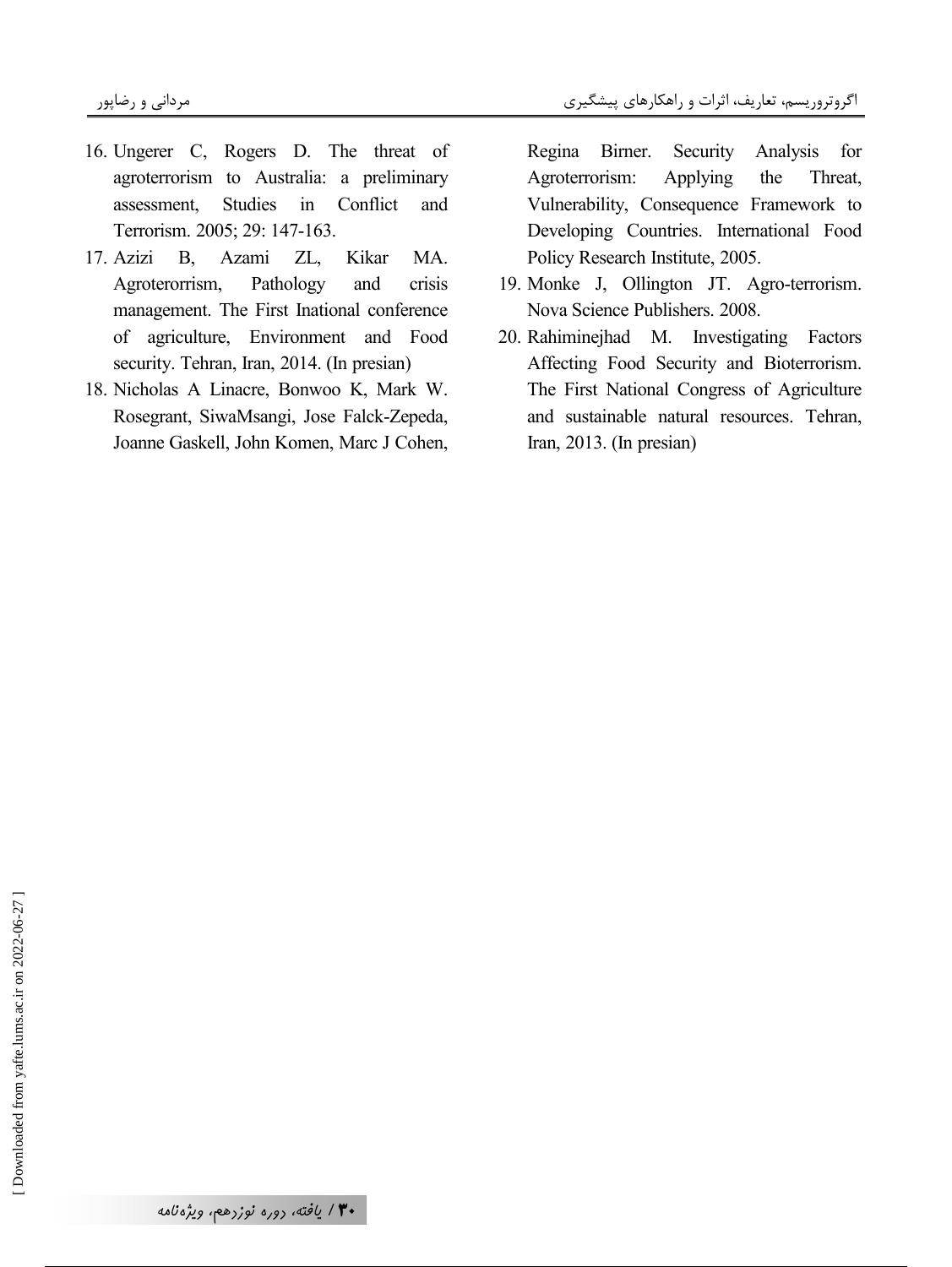16. Ungerer C, Rogers D. The threat of agroterrorism to Australia: a preliminary assessment, Studies in Conflict and Terrorism. 2005; 29: 147-163.
17. Azizi B, Azami ZL, Kikar MA. Agroterorrism, Pathology and crisis management. The First Inational conference of agriculture, Environment and Food security. Tehran, Iran, 2014. (In presian)
18. Nicholas A Linacre, Bonwoo K, Mark W. Rosegrant, SiwaMsangi, Jose Falck-Zepeda, Joanne Gaskell, John Komen, Marc J Cohen, Regina Birner. Security Analysis for Agroterrorism: Applying the Threat, Vulnerability, Consequence Framework to Developing Countries. International Food Policy Research Institute, 2005.
19. Monke J, Ollington JT. Agro-terrorism. Nova Science Publishers. 2008.
20. Rahiminejhad M. Investigating Factors Affecting Food Security and Bioterrorism. The First National Congress of Agriculture and sustainable natural resources. Tehran, Iran, 2013. (In presian)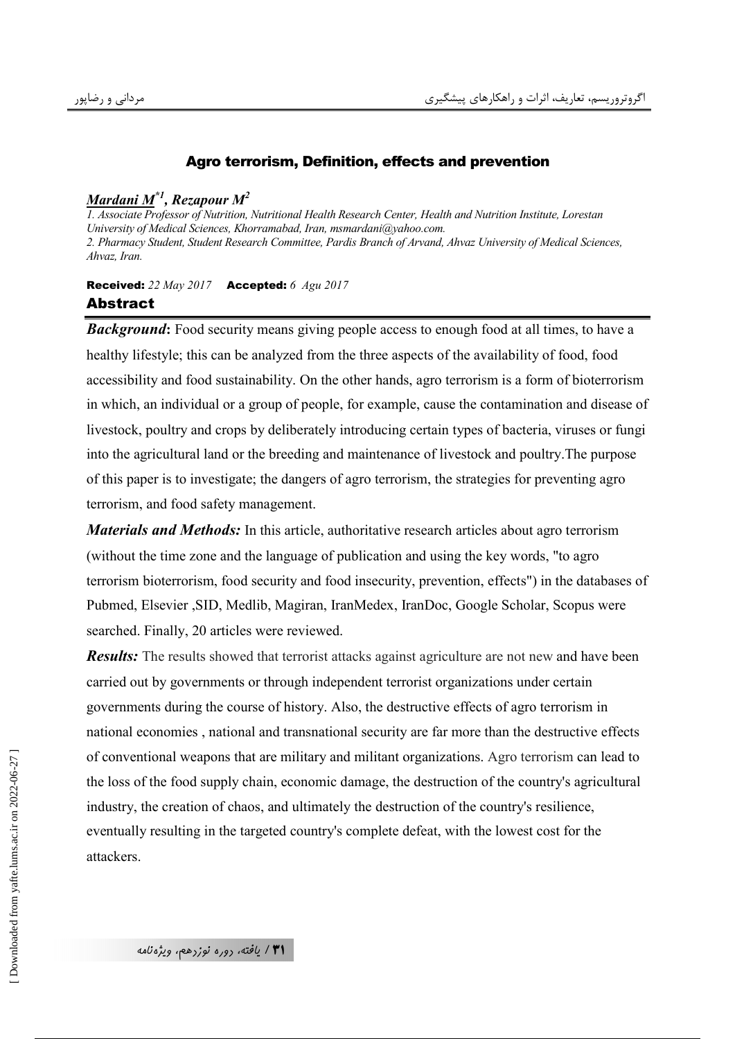## Agro terrorism, Definition, effects and prevention

***Mardani M*[*1], *Rezapour M*[2]**

*1. Associate Professor of Nutrition, Nutritional Health Research Center, Health and Nutrition Institute, Lorestan University of Medical Sciences, Khorramabad, Iran, msmardani@yahoo.com.*
*2. Pharmacy Student, Student Research Committee, Pardis Branch of Arvand, Ahvaz University of Medical Sciences, Ahvaz, Iran.*

**Received:** *22 May 2017* **Accepted:** *6 Agu 2017*

## Abstract

***Background*:** Food security means giving people access to enough food at all times, to have a healthy lifestyle; this can be analyzed from the three aspects of the availability of food, food accessibility and food sustainability. On the other hands, agro terrorism is a form of bioterrorism in which, an individual or a group of people, for example, cause the contamination and disease of livestock, poultry and crops by deliberately introducing certain types of bacteria, viruses or fungi into the agricultural land or the breeding and maintenance of livestock and poultry.The purpose of this paper is to investigate; the dangers of agro terrorism, the strategies for preventing agro terrorism, and food safety management.

***Materials and Methods:*** In this article, authoritative research articles about agro terrorism (without the time zone and the language of publication and using the key words, "to agro terrorism bioterrorism, food security and food insecurity, prevention, effects") in the databases of Pubmed, Elsevier ,SID, Medlib, Magiran, IranMedex, IranDoc, Google Scholar, Scopus were searched. Finally, 20 articles were reviewed.

***Results:*** The results showed that terrorist attacks against agriculture are not new and have been carried out by governments or through independent terrorist organizations under certain governments during the course of history. Also, the destructive effects of agro terrorism in national economies , national and transnational security are far more than the destructive effects of conventional weapons that are military and militant organizations. Agro terrorism can lead to the loss of the food supply chain, economic damage, the destruction of the country's agricultural industry, the creation of chaos, and ultimately the destruction of the country's resilience, eventually resulting in the targeted country's complete defeat, with the lowest cost for the attackers.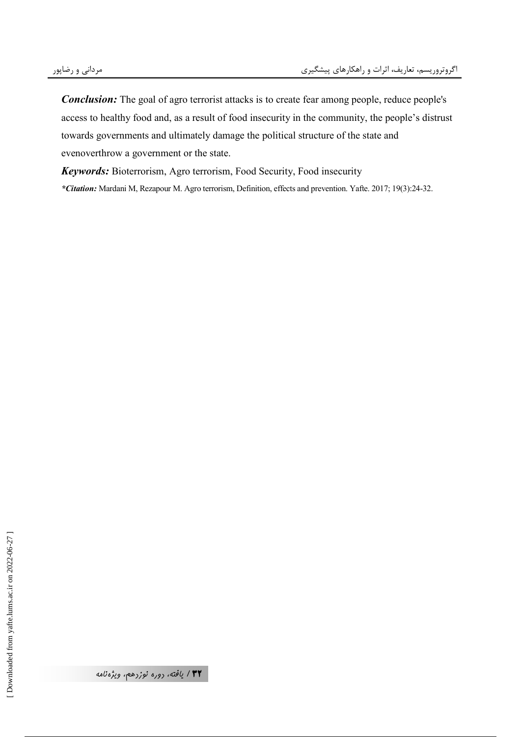***Conclusion:*** The goal of agro terrorist attacks is to create fear among people, reduce people's access to healthy food and, as a result of food insecurity in the community, the people's distrust towards governments and ultimately damage the political structure of the state and evenoverthrow a government or the state.

***Keywords:*** Bioterrorism, Agro terrorism, Food Security, Food insecurity

****Citation:*** Mardani M, Rezapour M. Agro terrorism, Definition, effects and prevention. Yafte. 2017; 19(3):24-32.